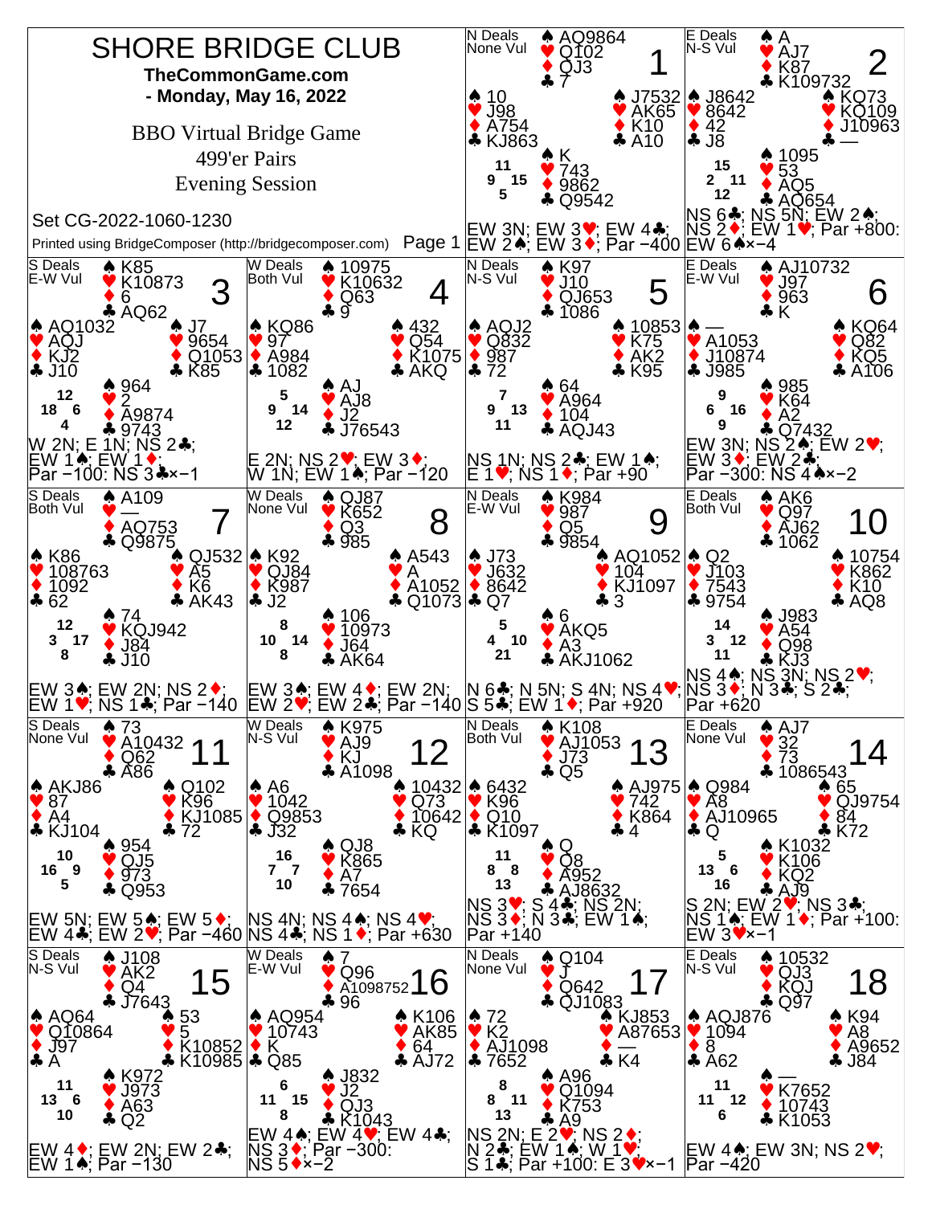# SHORE BRIDGE CLUB

**TheCommonGame.com**

**- Monday, May 16, 2022**

BBO Virtual Bridge Game

499'er Pairs

Evening Session

Set CG-2022-1060-1230

Printed using BridgeComposer (http://bridgecomposer.com)

---

## Board 1

N Deals, None Vul

- North: ♠ AQ9864 ♥ Q102 ♦ QJ3 ♣ 7
- West: ♠ 10 ♥ J98 ♦ A754 ♣ KJ863
- East: ♠ J7532 ♥ AK65 ♦ K10 ♣ A10
- South: ♠ K ♥ 743 ♦ 9862 ♣ Q9542

HCP: N 11, W 9, E 15, S 5

EW 3N; EW 3♥; EW 4♣; EW 2♠; EW 3♦; Par −400

## Board 2

E Deals, N-S Vul

- North: ♠ A ♥ AJ7 ♦ K87 ♣ K109732
- West: ♠ J8642 ♥ 8642 ♦ 42 ♣ J8
- East: ♠ KQ73 ♥ KQ109 ♦ J10963 ♣ —
- South: ♠ 1095 ♥ 53 ♦ AQ5 ♣ AQ654

HCP: N 15, W 2, E 11, S 12

NS 6♣; NS 5N; EW 2♠; NS 2♦; EW 1♥; Par +800: EW 6♠×−4

## Board 3

S Deals, E-W Vul

- North: ♠ K85 ♥ K10873 ♦ 6 ♣ AQ62
- West: ♠ AQ1032 ♥ AQJ ♦ KJ2 ♣ J10
- East: ♠ J7 ♥ 9654 ♦ Q1053 ♣ K85
- South: ♠ 964 ♥ 2 ♦ A9874 ♣ 9743

HCP: N 12, W 18, E 6, S 4

W 2N; E 1N; NS 2♣; EW 1♠; EW 1♦; Par −100: NS 3♣×−1

## Board 4

W Deals, Both Vul

- North: ♠ 10975 ♥ K10632 ♦ Q63 ♣ 9
- West: ♠ KQ86 ♥ 97 ♦ A984 ♣ 1082
- East: ♠ 432 ♥ Q54 ♦ K1075 ♣ AKQ
- South: ♠ AJ ♥ AJ8 ♦ J2 ♣ J76543

HCP: N 5, W 9, E 14, S 12

E 2N; NS 2♥; EW 3♦; W 1N; EW 1♠; Par −120

## Board 5

N Deals, N-S Vul

- North: ♠ K97 ♥ J10 ♦ QJ653 ♣ 1086
- West: ♠ AQJ2 ♥ Q832 ♦ 987 ♣ 72
- East: ♠ 10853 ♥ K75 ♦ AK2 ♣ K95
- South: ♠ 64 ♥ A964 ♦ 104 ♣ AQJ43

HCP: N 7, W 9, E 13, S 11

NS 1N; NS 2♣; EW 1♠; E 1♥; NS 1♦; Par +90

## Board 6

E Deals, E-W Vul

- North: ♠ AJ10732 ♥ J97 ♦ 963 ♣ K
- West: ♠ — ♥ A1053 ♦ J10874 ♣ J985
- East: ♠ KQ64 ♥ Q82 ♦ KQ5 ♣ A106
- South: ♠ 985 ♥ K64 ♦ A2 ♣ Q7432

HCP: N 9, W 6, E 16, S 9

EW 3N; NS 2♠; EW 2♥; EW 3♦; EW 2♣; Par −300: NS 4♠×−2

## Board 7

S Deals, Both Vul

- North: ♠ A109 ♥ — ♦ AQ753 ♣ Q9875
- West: ♠ K86 ♥ 108763 ♦ 1092 ♣ 62
- East: ♠ QJ532 ♥ A5 ♦ K6 ♣ AK43
- South: ♠ 74 ♥ KQJ942 ♦ J84 ♣ J10

HCP: N 12, W 3, E 17, S 8

EW 3♠; EW 2N; NS 2♦; EW 1♥; NS 1♣; Par −140

## Board 8

W Deals, None Vul

- North: ♠ QJ87 ♥ K652 ♦ Q3 ♣ 985
- West: ♠ K92 ♥ QJ84 ♦ K987 ♣ J2
- East: ♠ A543 ♥ A ♦ A1052 ♣ Q1073
- South: ♠ 106 ♥ 10973 ♦ J64 ♣ AK64

HCP: N 8, W 10, E 14, S 8

EW 3♠; EW 4♦; EW 2N; EW 2♥; EW 2♣; Par −140

## Board 9

N Deals, E-W Vul

- North: ♠ K984 ♥ 987 ♦ Q5 ♣ 9854
- West: ♠ J73 ♥ J632 ♦ 8642 ♣ Q7
- East: ♠ AQ1052 ♥ 104 ♦ KJ1097 ♣ 3
- South: ♠ 6 ♥ AKQ5 ♦ A3 ♣ AKJ1062

HCP: N 5, W 4, E 10, S 21

N 6♣; N 5N; S 4N; NS 4♥; S 5♣; EW 1♦; Par +920

## Board 10

E Deals, Both Vul

- North: ♠ AK6 ♥ Q97 ♦ AJ62 ♣ 1062
- West: ♠ Q2 ♥ J103 ♦ 7543 ♣ 9754
- East: ♠ 10754 ♥ K862 ♦ K10 ♣ AQ8
- South: ♠ J983 ♥ A54 ♦ Q98 ♣ KJ3

HCP: N 14, W 3, E 12, S 11

NS 4♠; NS 3N; NS 2♥; NS 3♦; N 3♣; S 2♣; Par +620

## Board 11

S Deals, None Vul

- North: ♠ 73 ♥ A10432 ♦ Q62 ♣ A86
- West: ♠ AKJ86 ♥ 87 ♦ A4 ♣ KJ104
- East: ♠ Q102 ♥ K96 ♦ KJ1085 ♣ 72
- South: ♠ 954 ♥ QJ5 ♦ 973 ♣ Q953

HCP: N 10, W 16, E 9, S 5

EW 5N; EW 5♠; EW 5♦; EW 4♣; EW 2♥; Par −460

## Board 12

W Deals, N-S Vul

- North: ♠ K975 ♥ AJ9 ♦ KJ ♣ A1098
- West: ♠ A6 ♥ 1042 ♦ Q9853 ♣ J32
- East: ♠ 10432 ♥ Q73 ♦ 10642 ♣ KQ
- South: ♠ QJ8 ♥ K865 ♦ A7 ♣ 7654

HCP: N 16, W 7, E 7, S 10

NS 4N; NS 4♠; NS 4♥; NS 4♣; NS 1♦; Par +630

## Board 13

N Deals, Both Vul

- North: ♠ K108 ♥ AJ1053 ♦ J73 ♣ Q5
- West: ♠ 6432 ♥ K96 ♦ Q10 ♣ K1097
- East: ♠ AJ975 ♥ 742 ♦ K864 ♣ 4
- South: ♠ Q ♥ Q8 ♦ A952 ♣ AJ8632

HCP: N 11, W 8, E 8, S 13

NS 3♥; S 4♣; NS 2N; NS 3♦; N 3♣; EW 1♠; Par +140

## Board 14

E Deals, None Vul

- North: ♠ AJ7 ♥ 32 ♦ 73 ♣ 1086543
- West: ♠ Q984 ♥ A8 ♦ AJ10965 ♣ Q
- East: ♠ 65 ♥ QJ9754 ♦ 84 ♣ K72
- South: ♠ K1032 ♥ K106 ♦ KQ2 ♣ AJ9

HCP: N 5, W 13, E 6, S 16

S 2N; EW 2♥; NS 3♣; NS 1♠; EW 1♦; Par +100: EW 3♥×−1

## Board 15

S Deals, N-S Vul

- North: ♠ J108 ♥ AK2 ♦ Q4 ♣ J7643
- West: ♠ AQ64 ♥ Q10864 ♦ J97 ♣ A
- East: ♠ 53 ♥ 5 ♦ K10852 ♣ K10985
- South: ♠ K972 ♥ J973 ♦ A63 ♣ Q2

HCP: N 11, W 13, E 6, S 10

EW 4♦; EW 2N; EW 2♣; EW 1♠; Par −130

## Board 16

W Deals, E-W Vul

- North: ♠ 7 ♥ Q96 ♦ A1098752 ♣ 96
- West: ♠ AQ954 ♥ 10743 ♦ K ♣ Q85
- East: ♠ K106 ♥ AK85 ♦ 64 ♣ AJ72
- South: ♠ J832 ♥ J2 ♦ QJ3 ♣ K1043

HCP: N 6, W 11, E 15, S 8

EW 4♠; EW 4♥; EW 4♣; NS 3♦; Par −300: NS 5♦×−2

## Board 17

N Deals, None Vul

- North: ♠ Q104 ♥ J ♦ Q642 ♣ QJ1083
- West: ♠ 72 ♥ K2 ♦ AJ1098 ♣ 7652
- East: ♠ KJ853 ♥ A87653 ♦ — ♣ K4
- South: ♠ A96 ♥ Q1094 ♦ K753 ♣ A9

HCP: N 8, W 8, E 11, S 13

NS 2N; E 2♥; NS 2♦; N 2♣; EW 1♠; W 1♥; S 1♣; Par +100: E 3♥×−1

## Board 18

E Deals, N-S Vul

- North: ♠ 10532 ♥ QJ3 ♦ KQJ ♣ Q97
- West: ♠ AQJ876 ♥ 1094 ♦ 8 ♣ A62
- East: ♠ K94 ♥ A8 ♦ A9652 ♣ J84
- South: ♠ — ♥ K7652 ♦ 10743 ♣ K1053

HCP: N 11, W 11, E 12, S 6

EW 4♠; EW 3N; NS 2♥; Par −420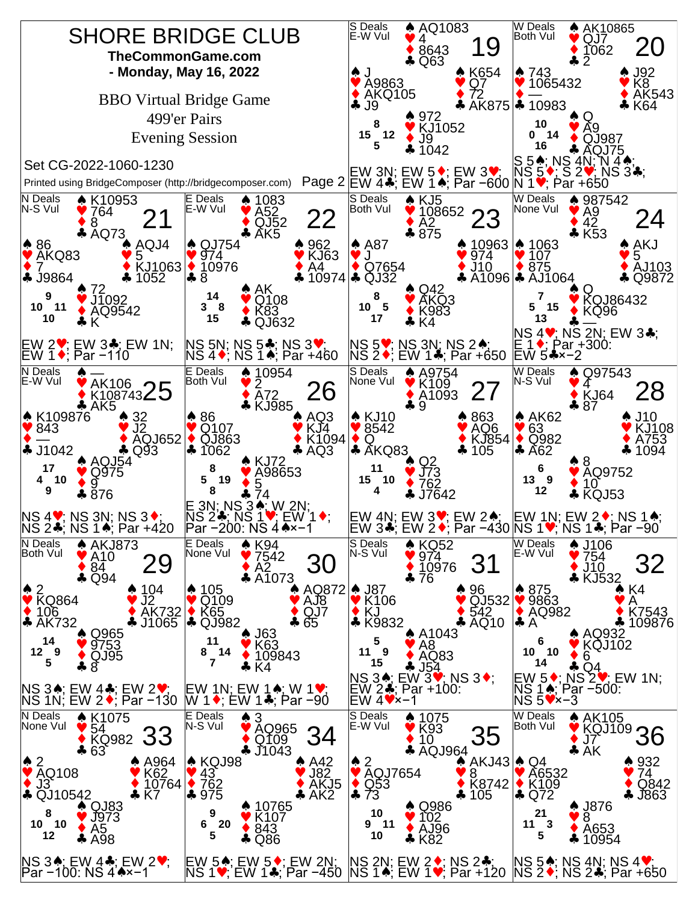# SHORE BRIDGE CLUB

**TheCommonGame.com**

**- Monday, May 16, 2022**

BBO Virtual Bridge Game

499'er Pairs

Evening Session

Set CG-2022-1060-1230

Printed using BridgeComposer (http://bridgecomposer.com)

---

## Board 19

S Deals, E-W Vul

North: ♠ AQ1083 ♥ 4 ♦ 8643 ♣ Q63

West: ♠ J ♥ A9863 ♦ AKQ105 ♣ J9

East: ♠ K654 ♥ Q7 ♦ 72 ♣ AK875

South: ♠ 972 ♥ KJ1052 ♦ J9 ♣ 1042

HCP: N 8, E 12, S 5, W 15

EW 3N; EW 5♦; EW 3♥; EW 4♣; EW 1♠; Par −600

## Board 20

W Deals, Both Vul

North: ♠ AK10865 ♥ QJ7 ♦ 1062 ♣ 2

West: ♠ 743 ♥ 1065432 ♦ — ♣ 10983

East: ♠ J92 ♥ K8 ♦ AK543 ♣ K64

South: ♠ Q ♥ A9 ♦ QJ987 ♣ AQJ75

HCP: N 10, E 14, S 16, W 0

S 5♠; NS 4N; N 4♠; NS 5♦; S 2♥; NS 3♣; N 1♥; Par +650

## Board 21

N Deals, N-S Vul

North: ♠ K10953 ♥ 764 ♦ 8 ♣ AQ73

West: ♠ 86 ♥ AKQ83 ♦ 7 ♣ J9864

East: ♠ AQJ4 ♥ 5 ♦ KJ1063 ♣ 1052

South: ♠ 72 ♥ J1092 ♦ AQ9542 ♣ K

HCP: N 9, E 11, S 10, W 10

EW 2♥; EW 3♣; EW 1N; EW 1♦; Par −110

## Board 22

E Deals, E-W Vul

North: ♠ 1083 ♥ A52 ♦ QJ52 ♣ AK5

West: ♠ QJ754 ♥ 974 ♦ 10976 ♣ 8

East: ♠ 962 ♥ KJ63 ♦ A4 ♣ 10974

South: ♠ AK ♥ Q108 ♦ K83 ♣ QJ632

HCP: N 14, E 8, S 15, W 3

NS 5N; NS 5♣; NS 3♥; NS 4♦; NS 1♠; Par +460

## Board 23

S Deals, Both Vul

North: ♠ KJ5 ♥ 108652 ♦ A2 ♣ 875

West: ♠ A87 ♥ J ♦ Q7654 ♣ QJ32

East: ♠ 10963 ♥ 974 ♦ J10 ♣ A1096

South: ♠ Q42 ♥ AKQ3 ♦ K983 ♣ K4

HCP: N 8, E 5, S 17, W 10

NS 5♥; NS 3N; NS 2♠; NS 2♦; EW 1♣; Par +650

## Board 24

W Deals, None Vul

North: ♠ 987542 ♥ A9 ♦ 42 ♣ K53

West: ♠ 1063 ♥ 107 ♦ 875 ♣ AJ1064

East: ♠ AKJ ♥ 5 ♦ AJ103 ♣ Q9872

South: ♠ Q ♥ KQJ86432 ♦ KQ96 ♣ —

HCP: N 7, E 15, S 13, W 5

NS 4♥; NS 2N; EW 3♣; E 1♦; Par +300: EW 5♣×−2

## Board 25

N Deals, E-W Vul

North: ♠ — ♥ AK106 ♦ K108743 ♣ AK5

West: ♠ K109876 ♥ 843 ♦ — ♣ J1042

East: ♠ 32 ♥ J2 ♦ AQJ652 ♣ Q93

South: ♠ AQJ54 ♥ Q975 ♦ 9 ♣ 876

HCP: N 17, E 10, S 9, W 4

NS 4♥; NS 3N; NS 3♦; NS 2♣; NS 1♠; Par +420

## Board 26

E Deals, Both Vul

North: ♠ 10954 ♥ 2 ♦ A72 ♣ KJ985

West: ♠ 86 ♥ Q107 ♦ QJ863 ♣ 1062

East: ♠ AQ3 ♥ KJ4 ♦ K1094 ♣ AQ3

South: ♠ KJ72 ♥ A98653 ♦ 5 ♣ 74

HCP: N 8, E 19, S 8, W 5

E 3N; NS 3♠; W 2N; NS 2♣; NS 1♥; EW 1♦; Par −200: NS 4♠×−1

## Board 27

S Deals, None Vul

North: ♠ A9754 ♥ K109 ♦ A1093 ♣ 9

West: ♠ KJ10 ♥ 8542 ♦ Q ♣ AKQ83

East: ♠ 863 ♥ AQ6 ♦ KJ854 ♣ 105

South: ♠ Q2 ♥ J73 ♦ 762 ♣ J7642

HCP: N 11, E 10, S 4, W 15

EW 4N; EW 3♥; EW 2♠; EW 3♣; EW 2♦; Par −430

## Board 28

W Deals, N-S Vul

North: ♠ Q97543 ♥ 4 ♦ KJ64 ♣ 87

West: ♠ AK62 ♥ 63 ♦ Q982 ♣ A62

East: ♠ J10 ♥ KJ108 ♦ A753 ♣ 1094

South: ♠ 8 ♥ AQ9752 ♦ 10 ♣ KQJ53

HCP: N 6, E 9, S 12, W 13

EW 1N; EW 2♦; NS 1♠; NS 1♥; NS 1♣; Par −90

## Board 29

N Deals, Both Vul

North: ♠ AKJ873 ♥ A10 ♦ 84 ♣ Q94

West: ♠ 2 ♥ KQ864 ♦ 106 ♣ AK732

East: ♠ 104 ♥ J2 ♦ AK732 ♣ J1065

South: ♠ Q965 ♥ 9753 ♦ QJ95 ♣ 8

HCP: N 14, E 9, S 5, W 12

NS 3♠; EW 4♣; EW 2♥; NS 1N; EW 2♦; Par −130

## Board 30

E Deals, None Vul

North: ♠ K94 ♥ 7542 ♦ A2 ♣ A1073

West: ♠ 105 ♥ Q109 ♦ K65 ♣ QJ982

East: ♠ AQ872 ♥ AJ8 ♦ QJ7 ♣ 65

South: ♠ J63 ♥ K63 ♦ 109843 ♣ K4

HCP: N 11, E 14, S 7, W 8

EW 1N; EW 1♠; W 1♥; W 1♦; EW 1♣; Par −90

## Board 31

S Deals, N-S Vul

North: ♠ KQ52 ♥ 974 ♦ 10976 ♣ 76

West: ♠ J87 ♥ K106 ♦ KJ ♣ K9832

East: ♠ 96 ♥ QJ532 ♦ 542 ♣ AQ10

South: ♠ A1043 ♥ A8 ♦ AQ83 ♣ J54

HCP: N 5, E 9, S 15, W 11

NS 3♠; EW 3♥; NS 3♦; EW 2♣; Par +100: EW 4♥×−1

## Board 32

W Deals, E-W Vul

North: ♠ J106 ♥ 754 ♦ J10 ♣ KJ532

West: ♠ 875 ♥ 9863 ♦ AQ982 ♣ A

East: ♠ K4 ♥ A ♦ K7543 ♣ 109876

South: ♠ AQ932 ♥ KQJ102 ♦ 6 ♣ Q4

HCP: N 6, E 10, S 14, W 10

EW 5♦; NS 2♥; EW 1N; NS 1♠; Par −500: NS 5♥×−3

## Board 33

N Deals, None Vul

North: ♠ K1075 ♥ 54 ♦ KQ982 ♣ 63

West: ♠ 2 ♥ AQ108 ♦ J3 ♣ QJ10542

East: ♠ A964 ♥ K62 ♦ 10764 ♣ K7

South: ♠ QJ83 ♥ J973 ♦ A5 ♣ A98

HCP: N 8, E 10, S 12, W 10

NS 3♠; EW 4♣; EW 2♥; Par −100: NS 4♠×−1

## Board 34

E Deals, N-S Vul

North: ♠ 3 ♥ AQ965 ♦ Q109 ♣ J1043

West: ♠ KQJ98 ♥ 43 ♦ 762 ♣ 975

East: ♠ A42 ♥ J82 ♦ AKJ5 ♣ AK2

South: ♠ 10765 ♥ K107 ♦ 843 ♣ Q86

HCP: N 9, E 20, S 5, W 6

EW 5♠; EW 5♦; EW 2N; NS 1♥; EW 1♣; Par −450

## Board 35

S Deals, E-W Vul

North: ♠ 1075 ♥ K93 ♦ 10 ♣ AQJ964

West: ♠ 2 ♥ AQJ7654 ♦ Q53 ♣ 73

East: ♠ AKJ43 ♥ 8 ♦ K8742 ♣ 105

South: ♠ Q986 ♥ 102 ♦ AJ96 ♣ K82

HCP: N 10, E 11, S 10, W 9

NS 2N; EW 2♦; NS 2♣; NS 1♠; EW 1♥; Par +120

## Board 36

W Deals, Both Vul

North: ♠ AK105 ♥ KQJ109 ♦ J7 ♣ AK

West: ♠ Q4 ♥ A6532 ♦ K109 ♣ Q72

East: ♠ 932 ♥ 74 ♦ Q842 ♣ J863

South: ♠ J876 ♥ 8 ♦ A653 ♣ 10954

HCP: N 21, E 3, S 5, W 11

NS 5♠; NS 4N; NS 4♥; NS 2♦; NS 2♣; Par +650